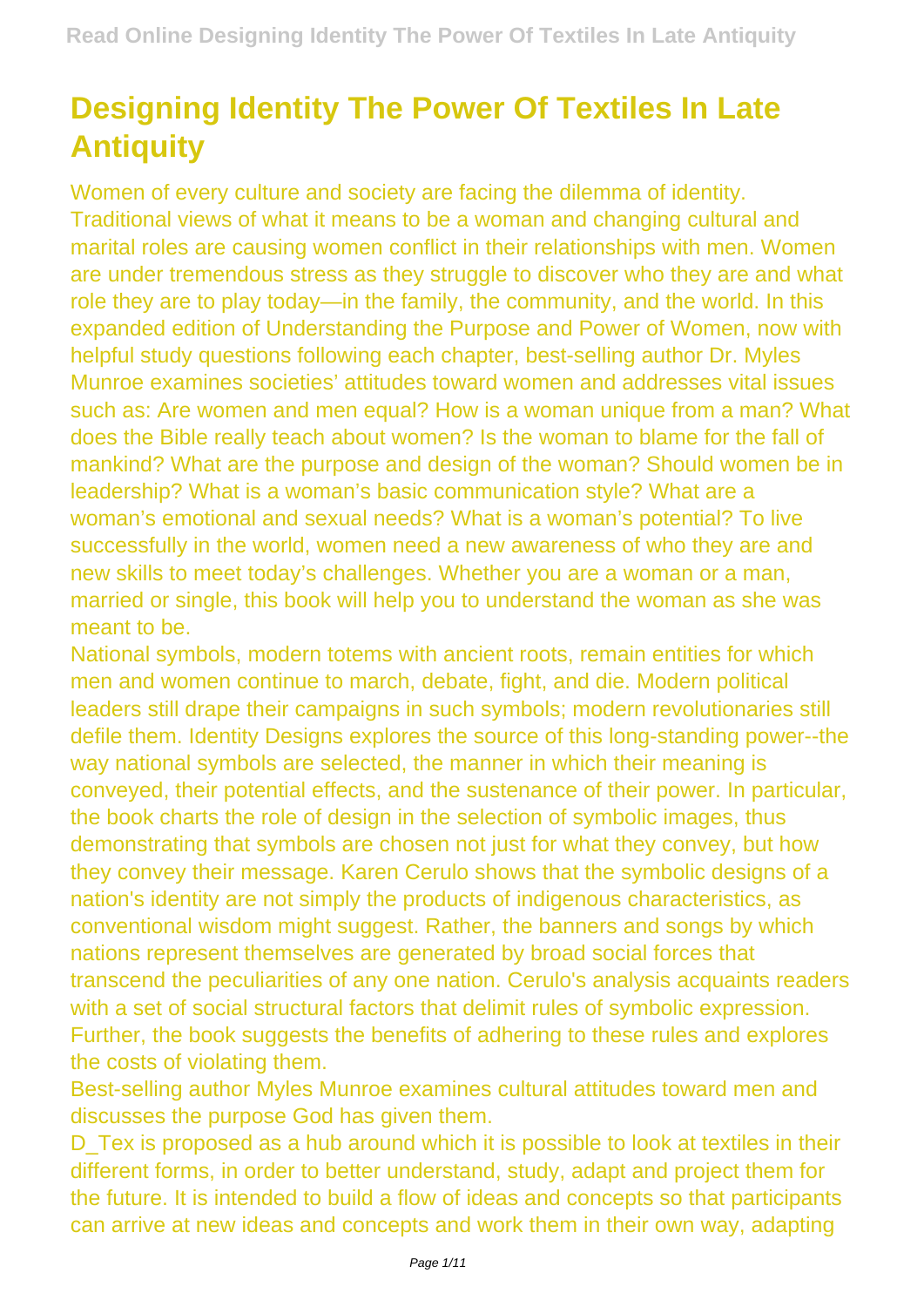# Designing Identity The Power Of Textiles In Late Antiquity

Women of every culture and society are facing the dilemma of identity. Traditional views of what it means to be a woman and changing cultural and marital roles are causing women conflict in their relationships with men. Women are under tremendous stress as they struggle to discover who they are and what role they are to play today—in the family, the community, and the world. In this expanded edition of Understanding the Purpose and Power of Women, now with helpful study questions following each chapter, best-selling author Dr. Myles Munroe examines societies' attitudes toward women and addresses vital issues such as: Are women and men equal? How is a woman unique from a man? What does the Bible really teach about women? Is the woman to blame for the fall of mankind? What are the purpose and design of the woman? Should women be in leadership? What is a woman's basic communication style? What are a woman's emotional and sexual needs? What is a woman's potential? To live successfully in the world, women need a new awareness of who they are and new skills to meet today's challenges. Whether you are a woman or a man, married or single, this book will help you to understand the woman as she was meant to be.

National symbols, modern totems with ancient roots, remain entities for which men and women continue to march, debate, fight, and die. Modern political leaders still drape their campaigns in such symbols; modern revolutionaries still defile them. Identity Designs explores the source of this long-standing power--the way national symbols are selected, the manner in which their meaning is conveyed, their potential effects, and the sustenance of their power. In particular, the book charts the role of design in the selection of symbolic images, thus demonstrating that symbols are chosen not just for what they convey, but how they convey their message. Karen Cerulo shows that the symbolic designs of a nation's identity are not simply the products of indigenous characteristics, as conventional wisdom might suggest. Rather, the banners and songs by which nations represent themselves are generated by broad social forces that transcend the peculiarities of any one nation. Cerulo's analysis acquaints readers with a set of social structural factors that delimit rules of symbolic expression. Further, the book suggests the benefits of adhering to these rules and explores the costs of violating them.

Best-selling author Myles Munroe examines cultural attitudes toward men and discusses the purpose God has given them.

D_Tex is proposed as a hub around which it is possible to look at textiles in their different forms, in order to better understand, study, adapt and project them for the future. It is intended to build a flow of ideas and concepts so that participants can arrive at new ideas and concepts and work them in their own way, adapting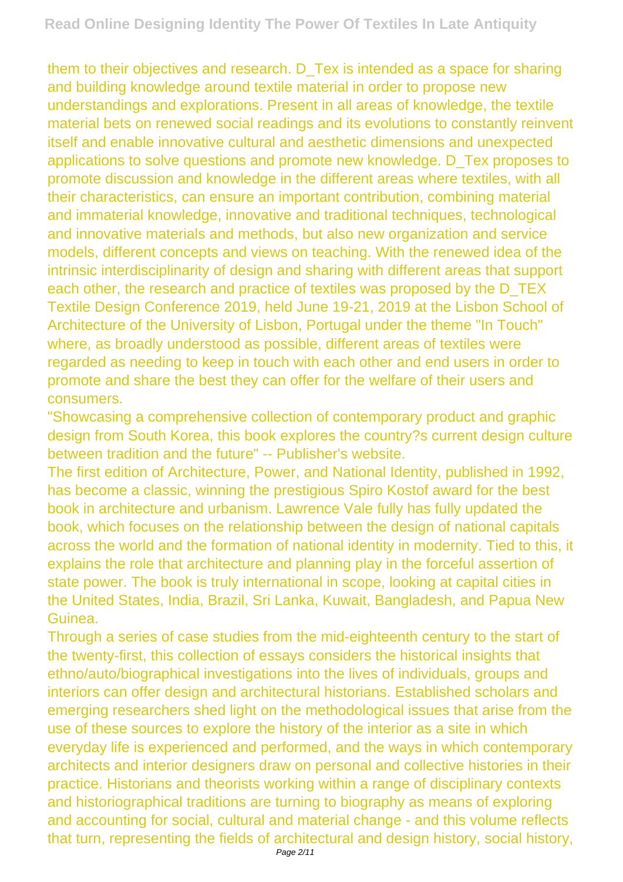them to their objectives and research. D_Tex is intended as a space for sharing and building knowledge around textile material in order to propose new understandings and explorations. Present in all areas of knowledge, the textile material bets on renewed social readings and its evolutions to constantly reinvent itself and enable innovative cultural and aesthetic dimensions and unexpected applications to solve questions and promote new knowledge. D_Tex proposes to promote discussion and knowledge in the different areas where textiles, with all their characteristics, can ensure an important contribution, combining material and immaterial knowledge, innovative and traditional techniques, technological and innovative materials and methods, but also new organization and service models, different concepts and views on teaching. With the renewed idea of the intrinsic interdisciplinarity of design and sharing with different areas that support each other, the research and practice of textiles was proposed by the D_TEX Textile Design Conference 2019, held June 19-21, 2019 at the Lisbon School of Architecture of the University of Lisbon, Portugal under the theme "In Touch" where, as broadly understood as possible, different areas of textiles were regarded as needing to keep in touch with each other and end users in order to promote and share the best they can offer for the welfare of their users and consumers.

"Showcasing a comprehensive collection of contemporary product and graphic design from South Korea, this book explores the country?s current design culture between tradition and the future" -- Publisher's website.

The first edition of Architecture, Power, and National Identity, published in 1992, has become a classic, winning the prestigious Spiro Kostof award for the best book in architecture and urbanism. Lawrence Vale fully has fully updated the book, which focuses on the relationship between the design of national capitals across the world and the formation of national identity in modernity. Tied to this, it explains the role that architecture and planning play in the forceful assertion of state power. The book is truly international in scope, looking at capital cities in the United States, India, Brazil, Sri Lanka, Kuwait, Bangladesh, and Papua New Guinea.

Through a series of case studies from the mid-eighteenth century to the start of the twenty-first, this collection of essays considers the historical insights that ethno/auto/biographical investigations into the lives of individuals, groups and interiors can offer design and architectural historians. Established scholars and emerging researchers shed light on the methodological issues that arise from the use of these sources to explore the history of the interior as a site in which everyday life is experienced and performed, and the ways in which contemporary architects and interior designers draw on personal and collective histories in their practice. Historians and theorists working within a range of disciplinary contexts and historiographical traditions are turning to biography as means of exploring and accounting for social, cultural and material change - and this volume reflects that turn, representing the fields of architectural and design history, social history,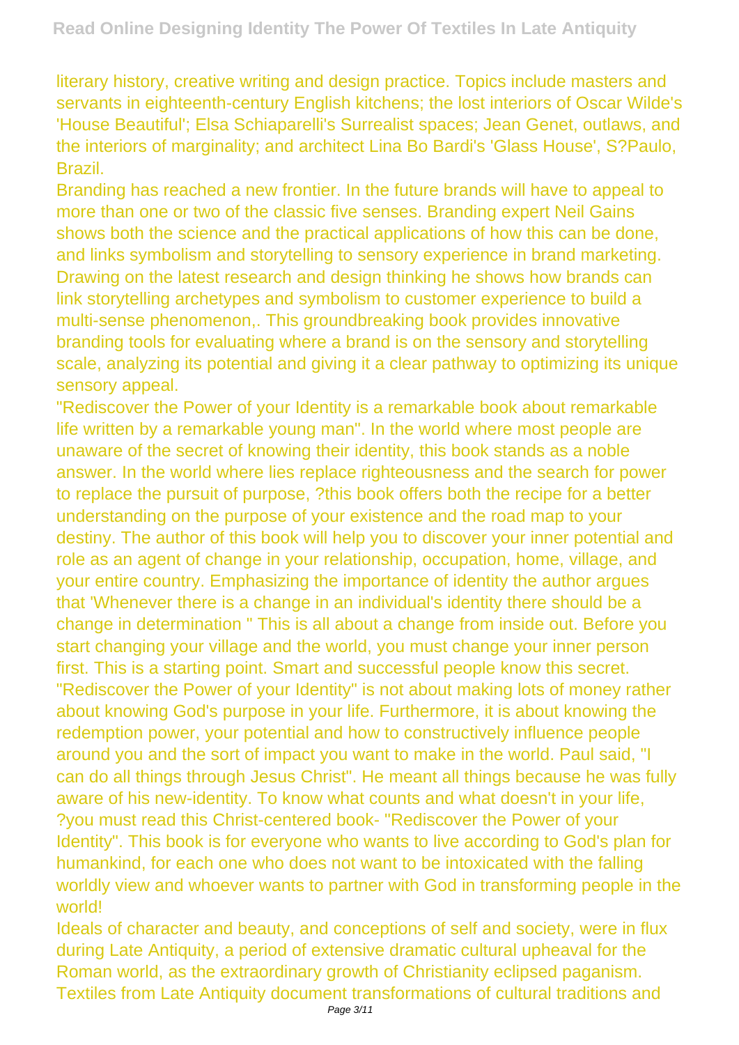literary history, creative writing and design practice. Topics include masters and servants in eighteenth-century English kitchens; the lost interiors of Oscar Wilde's 'House Beautiful'; Elsa Schiaparelli's Surrealist spaces; Jean Genet, outlaws, and the interiors of marginality; and architect Lina Bo Bardi's 'Glass House', S?Paulo, Brazil.

Branding has reached a new frontier. In the future brands will have to appeal to more than one or two of the classic five senses. Branding expert Neil Gains shows both the science and the practical applications of how this can be done, and links symbolism and storytelling to sensory experience in brand marketing. Drawing on the latest research and design thinking he shows how brands can link storytelling archetypes and symbolism to customer experience to build a multi-sense phenomenon,. This groundbreaking book provides innovative branding tools for evaluating where a brand is on the sensory and storytelling scale, analyzing its potential and giving it a clear pathway to optimizing its unique sensory appeal.

"Rediscover the Power of your Identity is a remarkable book about remarkable life written by a remarkable young man". In the world where most people are unaware of the secret of knowing their identity, this book stands as a noble answer. In the world where lies replace righteousness and the search for power to replace the pursuit of purpose, ?this book offers both the recipe for a better understanding on the purpose of your existence and the road map to your destiny. The author of this book will help you to discover your inner potential and role as an agent of change in your relationship, occupation, home, village, and your entire country. Emphasizing the importance of identity the author argues that 'Whenever there is a change in an individual's identity there should be a change in determination " This is all about a change from inside out. Before you start changing your village and the world, you must change your inner person first. This is a starting point. Smart and successful people know this secret. "Rediscover the Power of your Identity" is not about making lots of money rather about knowing God's purpose in your life. Furthermore, it is about knowing the redemption power, your potential and how to constructively influence people around you and the sort of impact you want to make in the world. Paul said, "I can do all things through Jesus Christ". He meant all things because he was fully aware of his new-identity. To know what counts and what doesn't in your life, ?you must read this Christ-centered book- "Rediscover the Power of your Identity". This book is for everyone who wants to live according to God's plan for humankind, for each one who does not want to be intoxicated with the falling worldly view and whoever wants to partner with God in transforming people in the world!

Ideals of character and beauty, and conceptions of self and society, were in flux during Late Antiquity, a period of extensive dramatic cultural upheaval for the Roman world, as the extraordinary growth of Christianity eclipsed paganism. Textiles from Late Antiquity document transformations of cultural traditions and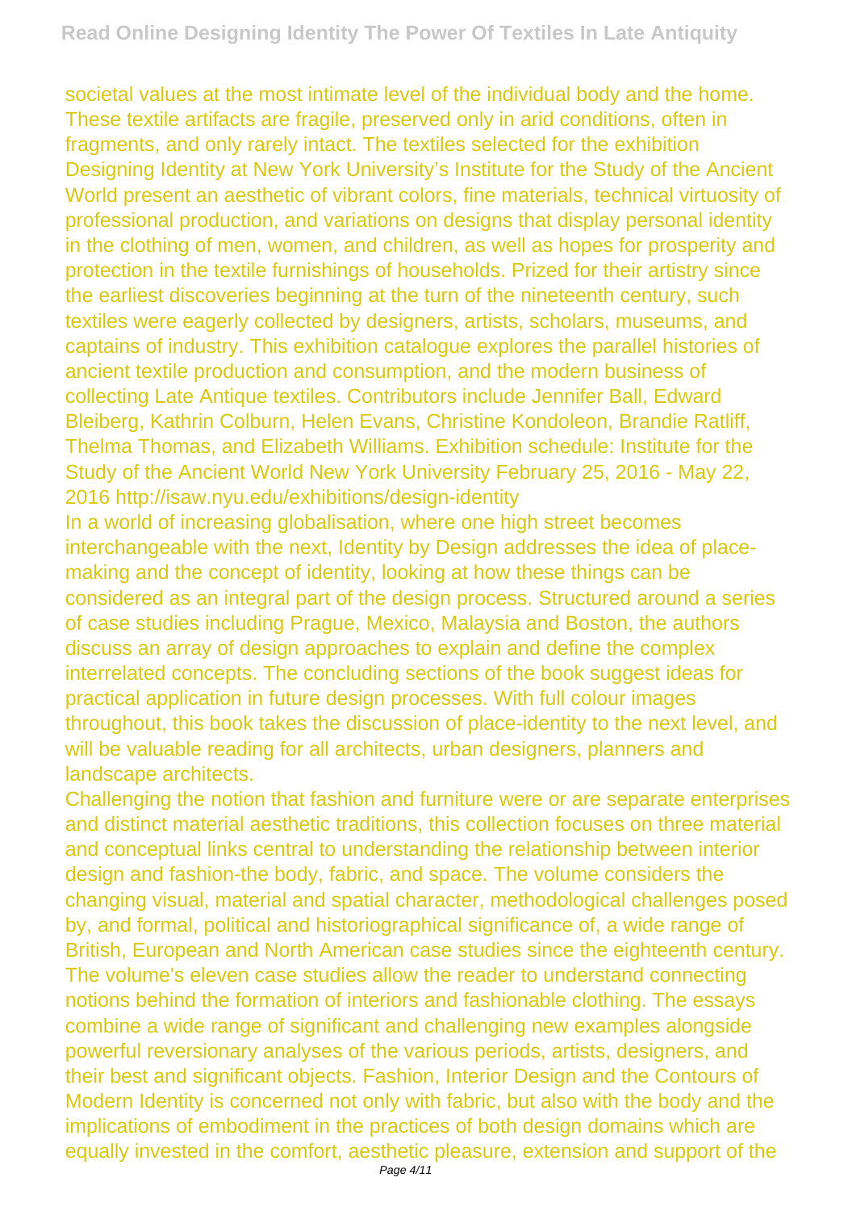societal values at the most intimate level of the individual body and the home. These textile artifacts are fragile, preserved only in arid conditions, often in fragments, and only rarely intact. The textiles selected for the exhibition Designing Identity at New York University's Institute for the Study of the Ancient World present an aesthetic of vibrant colors, fine materials, technical virtuosity of professional production, and variations on designs that display personal identity in the clothing of men, women, and children, as well as hopes for prosperity and protection in the textile furnishings of households. Prized for their artistry since the earliest discoveries beginning at the turn of the nineteenth century, such textiles were eagerly collected by designers, artists, scholars, museums, and captains of industry. This exhibition catalogue explores the parallel histories of ancient textile production and consumption, and the modern business of collecting Late Antique textiles. Contributors include Jennifer Ball, Edward Bleiberg, Kathrin Colburn, Helen Evans, Christine Kondoleon, Brandie Ratliff, Thelma Thomas, and Elizabeth Williams. Exhibition schedule: Institute for the Study of the Ancient World New York University February 25, 2016 - May 22, 2016 http://isaw.nyu.edu/exhibitions/design-identity

In a world of increasing globalisation, where one high street becomes interchangeable with the next, Identity by Design addresses the idea of place-making and the concept of identity, looking at how these things can be considered as an integral part of the design process. Structured around a series of case studies including Prague, Mexico, Malaysia and Boston, the authors discuss an array of design approaches to explain and define the complex interrelated concepts. The concluding sections of the book suggest ideas for practical application in future design processes. With full colour images throughout, this book takes the discussion of place-identity to the next level, and will be valuable reading for all architects, urban designers, planners and landscape architects.

Challenging the notion that fashion and furniture were or are separate enterprises and distinct material aesthetic traditions, this collection focuses on three material and conceptual links central to understanding the relationship between interior design and fashion-the body, fabric, and space. The volume considers the changing visual, material and spatial character, methodological challenges posed by, and formal, political and historiographical significance of, a wide range of British, European and North American case studies since the eighteenth century. The volume's eleven case studies allow the reader to understand connecting notions behind the formation of interiors and fashionable clothing. The essays combine a wide range of significant and challenging new examples alongside powerful reversionary analyses of the various periods, artists, designers, and their best and significant objects. Fashion, Interior Design and the Contours of Modern Identity is concerned not only with fabric, but also with the body and the implications of embodiment in the practices of both design domains which are equally invested in the comfort, aesthetic pleasure, extension and support of the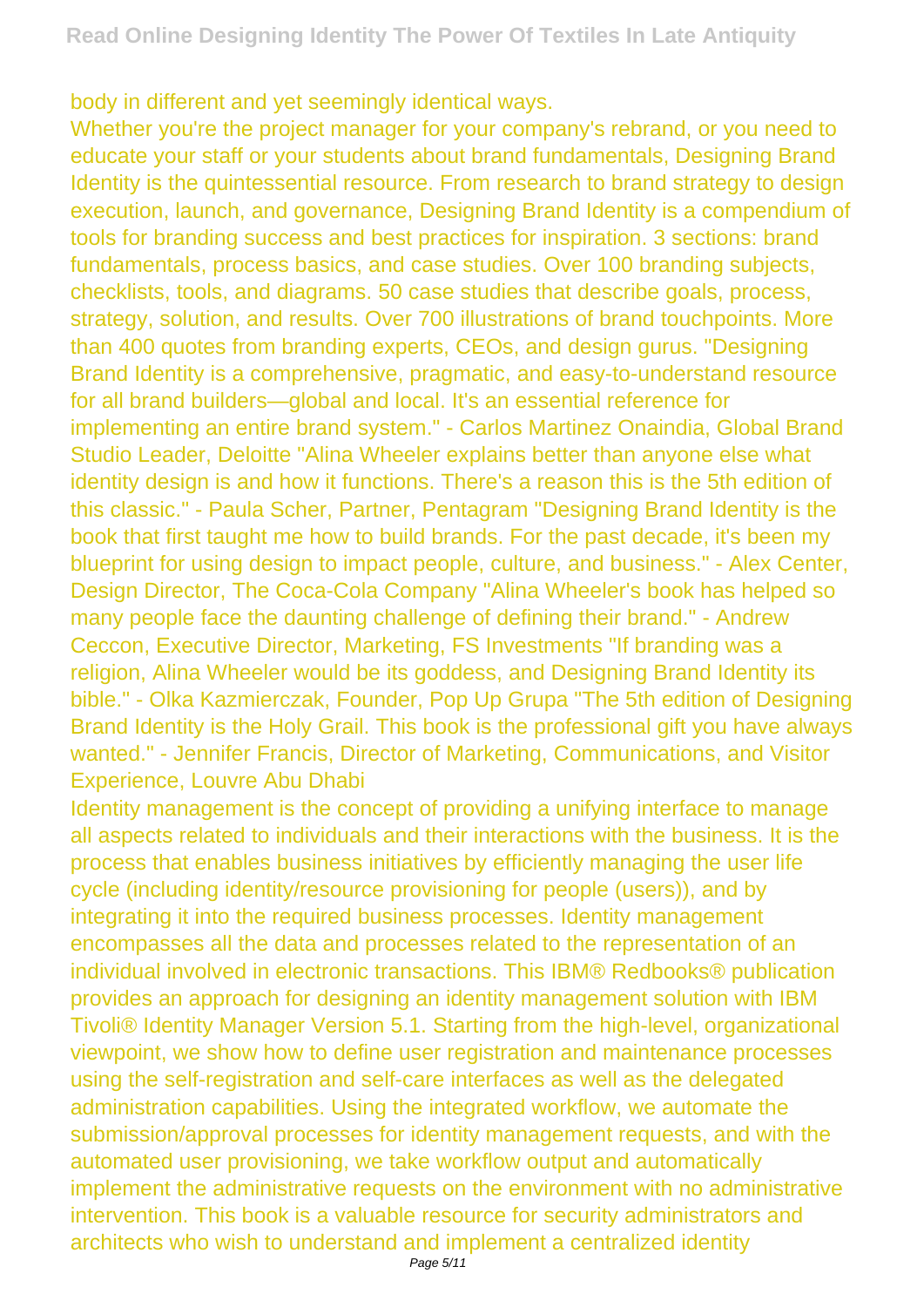body in different and yet seemingly identical ways.

Whether you're the project manager for your company's rebrand, or you need to educate your staff or your students about brand fundamentals, Designing Brand Identity is the quintessential resource. From research to brand strategy to design execution, launch, and governance, Designing Brand Identity is a compendium of tools for branding success and best practices for inspiration. 3 sections: brand fundamentals, process basics, and case studies. Over 100 branding subjects, checklists, tools, and diagrams. 50 case studies that describe goals, process, strategy, solution, and results. Over 700 illustrations of brand touchpoints. More than 400 quotes from branding experts, CEOs, and design gurus. "Designing Brand Identity is a comprehensive, pragmatic, and easy-to-understand resource for all brand builders—global and local. It's an essential reference for implementing an entire brand system." - Carlos Martinez Onaindia, Global Brand Studio Leader, Deloitte "Alina Wheeler explains better than anyone else what identity design is and how it functions. There's a reason this is the 5th edition of this classic." - Paula Scher, Partner, Pentagram "Designing Brand Identity is the book that first taught me how to build brands. For the past decade, it's been my blueprint for using design to impact people, culture, and business." - Alex Center, Design Director, The Coca-Cola Company "Alina Wheeler's book has helped so many people face the daunting challenge of defining their brand." - Andrew Ceccon, Executive Director, Marketing, FS Investments "If branding was a religion, Alina Wheeler would be its goddess, and Designing Brand Identity its bible." - Olka Kazmierczak, Founder, Pop Up Grupa "The 5th edition of Designing Brand Identity is the Holy Grail. This book is the professional gift you have always wanted." - Jennifer Francis, Director of Marketing, Communications, and Visitor Experience, Louvre Abu Dhabi

Identity management is the concept of providing a unifying interface to manage all aspects related to individuals and their interactions with the business. It is the process that enables business initiatives by efficiently managing the user life cycle (including identity/resource provisioning for people (users)), and by integrating it into the required business processes. Identity management encompasses all the data and processes related to the representation of an individual involved in electronic transactions. This IBM® Redbooks® publication provides an approach for designing an identity management solution with IBM Tivoli® Identity Manager Version 5.1. Starting from the high-level, organizational viewpoint, we show how to define user registration and maintenance processes using the self-registration and self-care interfaces as well as the delegated administration capabilities. Using the integrated workflow, we automate the submission/approval processes for identity management requests, and with the automated user provisioning, we take workflow output and automatically implement the administrative requests on the environment with no administrative intervention. This book is a valuable resource for security administrators and architects who wish to understand and implement a centralized identity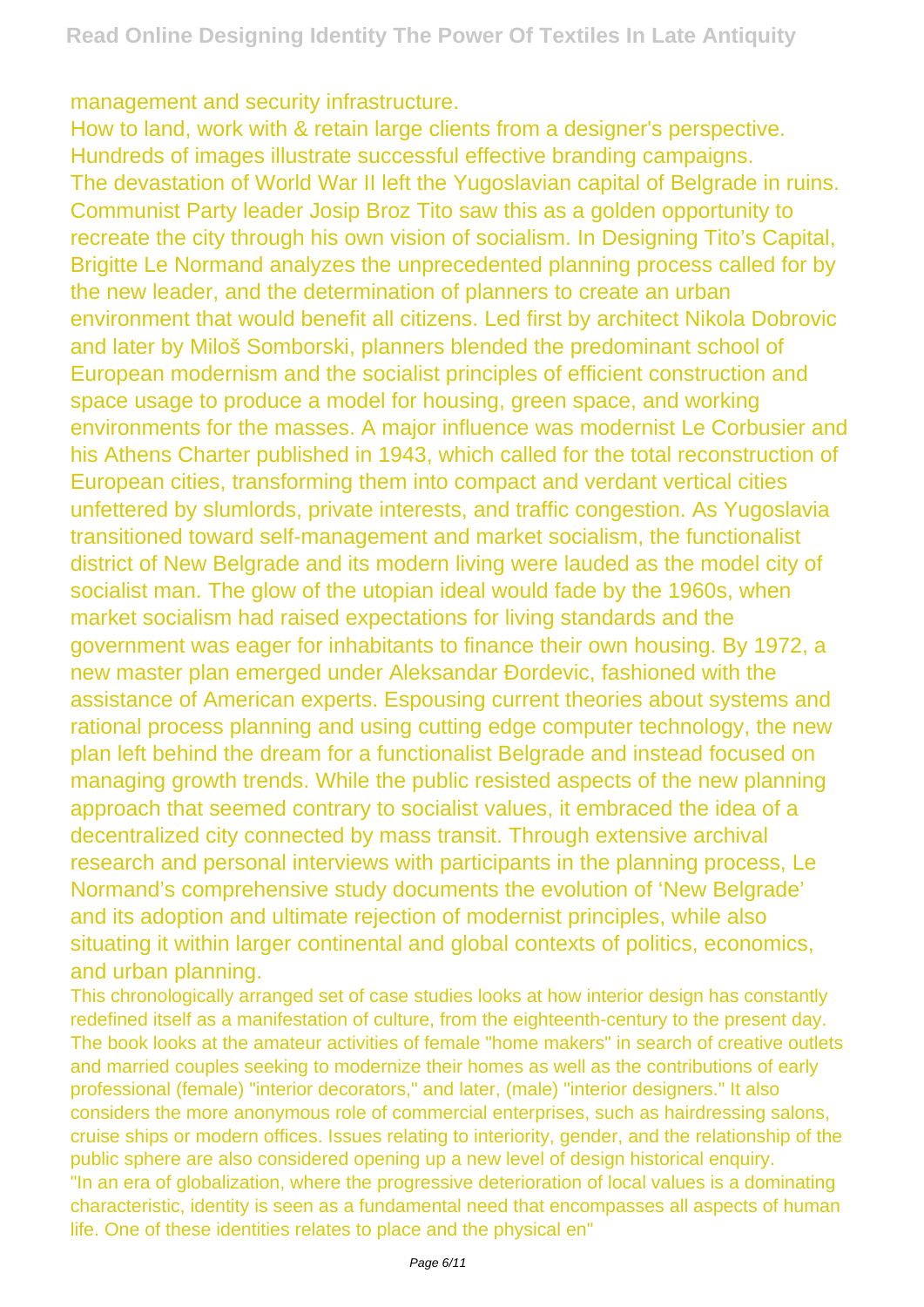management and security infrastructure.

How to land, work with & retain large clients from a designer's perspective.

Hundreds of images illustrate successful effective branding campaigns.

The devastation of World War II left the Yugoslavian capital of Belgrade in ruins. Communist Party leader Josip Broz Tito saw this as a golden opportunity to recreate the city through his own vision of socialism. In Designing Tito's Capital, Brigitte Le Normand analyzes the unprecedented planning process called for by the new leader, and the determination of planners to create an urban environment that would benefit all citizens. Led first by architect Nikola Dobrovic and later by Miloš Somborski, planners blended the predominant school of European modernism and the socialist principles of efficient construction and space usage to produce a model for housing, green space, and working environments for the masses. A major influence was modernist Le Corbusier and his Athens Charter published in 1943, which called for the total reconstruction of European cities, transforming them into compact and verdant vertical cities unfettered by slumlords, private interests, and traffic congestion. As Yugoslavia transitioned toward self-management and market socialism, the functionalist district of New Belgrade and its modern living were lauded as the model city of socialist man. The glow of the utopian ideal would fade by the 1960s, when market socialism had raised expectations for living standards and the government was eager for inhabitants to finance their own housing. By 1972, a new master plan emerged under Aleksandar Đordevic, fashioned with the assistance of American experts. Espousing current theories about systems and rational process planning and using cutting edge computer technology, the new plan left behind the dream for a functionalist Belgrade and instead focused on managing growth trends. While the public resisted aspects of the new planning approach that seemed contrary to socialist values, it embraced the idea of a decentralized city connected by mass transit. Through extensive archival research and personal interviews with participants in the planning process, Le Normand's comprehensive study documents the evolution of 'New Belgrade' and its adoption and ultimate rejection of modernist principles, while also situating it within larger continental and global contexts of politics, economics, and urban planning.

This chronologically arranged set of case studies looks at how interior design has constantly redefined itself as a manifestation of culture, from the eighteenth-century to the present day. The book looks at the amateur activities of female "home makers" in search of creative outlets and married couples seeking to modernize their homes as well as the contributions of early professional (female) "interior decorators," and later, (male) "interior designers." It also considers the more anonymous role of commercial enterprises, such as hairdressing salons, cruise ships or modern offices. Issues relating to interiority, gender, and the relationship of the public sphere are also considered opening up a new level of design historical enquiry.

"In an era of globalization, where the progressive deterioration of local values is a dominating characteristic, identity is seen as a fundamental need that encompasses all aspects of human life. One of these identities relates to place and the physical en"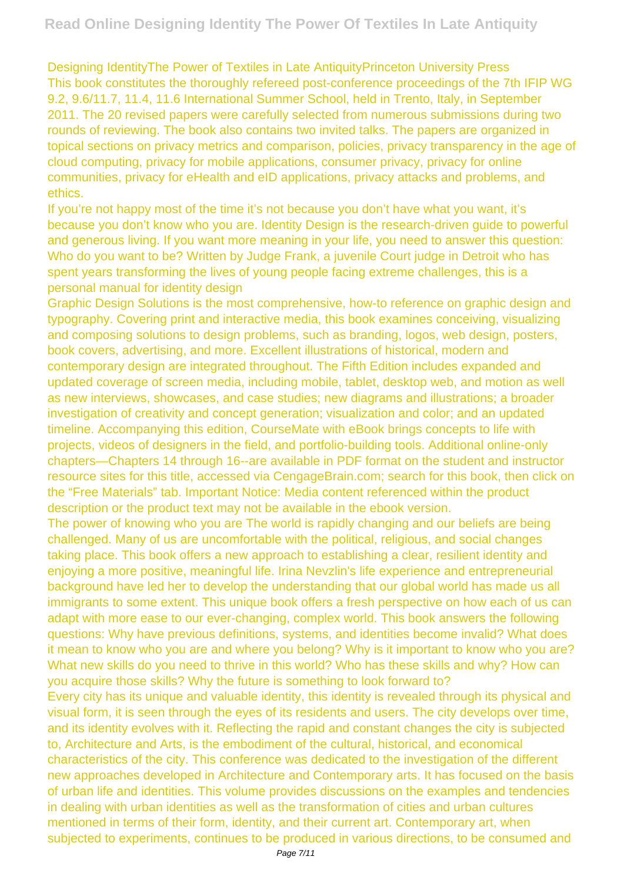Designing IdentityThe Power of Textiles in Late AntiquityPrinceton University Press

This book constitutes the thoroughly refereed post-conference proceedings of the 7th IFIP WG 9.2, 9.6/11.7, 11.4, 11.6 International Summer School, held in Trento, Italy, in September 2011. The 20 revised papers were carefully selected from numerous submissions during two rounds of reviewing. The book also contains two invited talks. The papers are organized in topical sections on privacy metrics and comparison, policies, privacy transparency in the age of cloud computing, privacy for mobile applications, consumer privacy, privacy for online communities, privacy for eHealth and eID applications, privacy attacks and problems, and ethics.

If you're not happy most of the time it's not because you don't have what you want, it's because you don't know who you are. Identity Design is the research-driven guide to powerful and generous living. If you want more meaning in your life, you need to answer this question: Who do you want to be? Written by Judge Frank, a juvenile Court judge in Detroit who has spent years transforming the lives of young people facing extreme challenges, this is a personal manual for identity design

Graphic Design Solutions is the most comprehensive, how-to reference on graphic design and typography. Covering print and interactive media, this book examines conceiving, visualizing and composing solutions to design problems, such as branding, logos, web design, posters, book covers, advertising, and more. Excellent illustrations of historical, modern and contemporary design are integrated throughout. The Fifth Edition includes expanded and updated coverage of screen media, including mobile, tablet, desktop web, and motion as well as new interviews, showcases, and case studies; new diagrams and illustrations; a broader investigation of creativity and concept generation; visualization and color; and an updated timeline. Accompanying this edition, CourseMate with eBook brings concepts to life with projects, videos of designers in the field, and portfolio-building tools. Additional online-only chapters—Chapters 14 through 16--are available in PDF format on the student and instructor resource sites for this title, accessed via CengageBrain.com; search for this book, then click on the "Free Materials" tab. Important Notice: Media content referenced within the product description or the product text may not be available in the ebook version.

The power of knowing who you are The world is rapidly changing and our beliefs are being challenged. Many of us are uncomfortable with the political, religious, and social changes taking place. This book offers a new approach to establishing a clear, resilient identity and enjoying a more positive, meaningful life. Irina Nevzlin's life experience and entrepreneurial background have led her to develop the understanding that our global world has made us all immigrants to some extent. This unique book offers a fresh perspective on how each of us can adapt with more ease to our ever-changing, complex world. This book answers the following questions: Why have previous definitions, systems, and identities become invalid? What does it mean to know who you are and where you belong? Why is it important to know who you are? What new skills do you need to thrive in this world? Who has these skills and why? How can you acquire those skills? Why the future is something to look forward to?

Every city has its unique and valuable identity, this identity is revealed through its physical and visual form, it is seen through the eyes of its residents and users. The city develops over time, and its identity evolves with it. Reflecting the rapid and constant changes the city is subjected to, Architecture and Arts, is the embodiment of the cultural, historical, and economical characteristics of the city. This conference was dedicated to the investigation of the different new approaches developed in Architecture and Contemporary arts. It has focused on the basis of urban life and identities. This volume provides discussions on the examples and tendencies in dealing with urban identities as well as the transformation of cities and urban cultures mentioned in terms of their form, identity, and their current art. Contemporary art, when subjected to experiments, continues to be produced in various directions, to be consumed and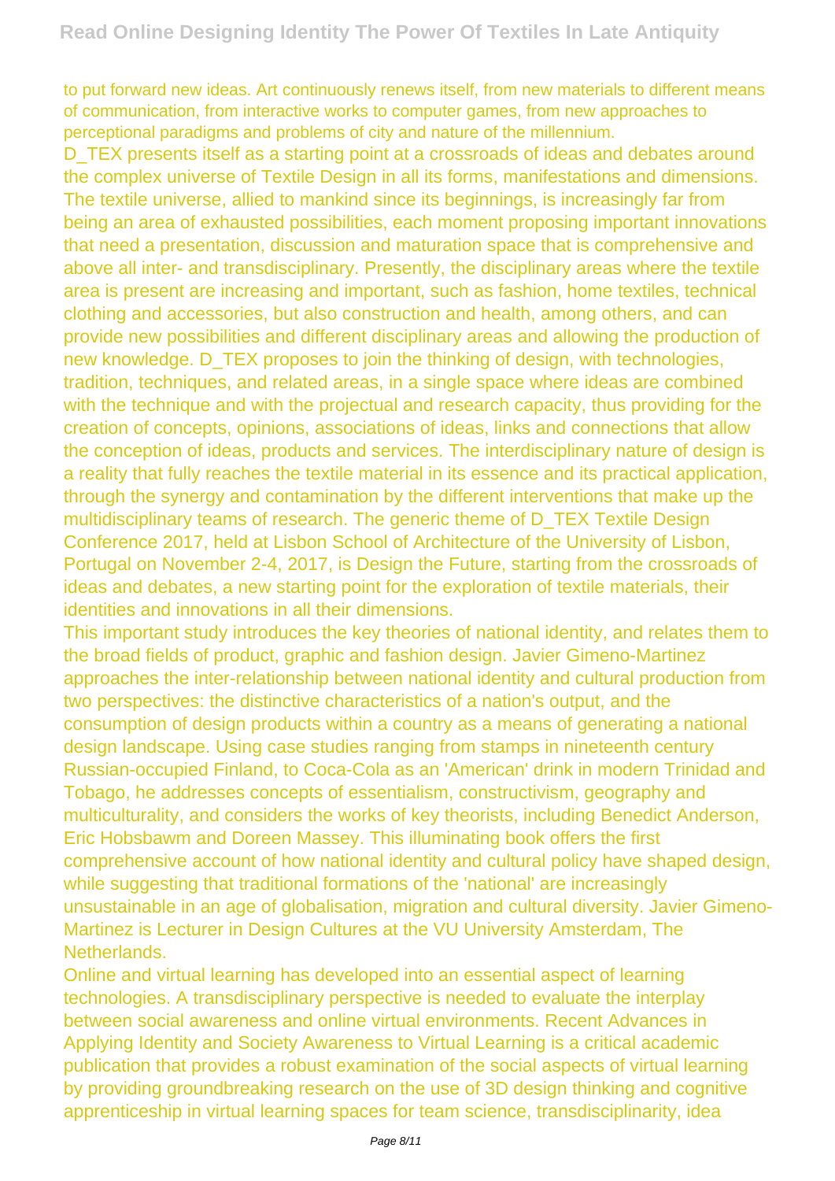to put forward new ideas. Art continuously renews itself, from new materials to different means of communication, from interactive works to computer games, from new approaches to perceptional paradigms and problems of city and nature of the millennium.

D_TEX presents itself as a starting point at a crossroads of ideas and debates around the complex universe of Textile Design in all its forms, manifestations and dimensions. The textile universe, allied to mankind since its beginnings, is increasingly far from being an area of exhausted possibilities, each moment proposing important innovations that need a presentation, discussion and maturation space that is comprehensive and above all inter- and transdisciplinary. Presently, the disciplinary areas where the textile area is present are increasing and important, such as fashion, home textiles, technical clothing and accessories, but also construction and health, among others, and can provide new possibilities and different disciplinary areas and allowing the production of new knowledge. D_TEX proposes to join the thinking of design, with technologies, tradition, techniques, and related areas, in a single space where ideas are combined with the technique and with the projectual and research capacity, thus providing for the creation of concepts, opinions, associations of ideas, links and connections that allow the conception of ideas, products and services. The interdisciplinary nature of design is a reality that fully reaches the textile material in its essence and its practical application, through the synergy and contamination by the different interventions that make up the multidisciplinary teams of research. The generic theme of D_TEX Textile Design Conference 2017, held at Lisbon School of Architecture of the University of Lisbon, Portugal on November 2-4, 2017, is Design the Future, starting from the crossroads of ideas and debates, a new starting point for the exploration of textile materials, their identities and innovations in all their dimensions.

This important study introduces the key theories of national identity, and relates them to the broad fields of product, graphic and fashion design. Javier Gimeno-Martinez approaches the inter-relationship between national identity and cultural production from two perspectives: the distinctive characteristics of a nation's output, and the consumption of design products within a country as a means of generating a national design landscape. Using case studies ranging from stamps in nineteenth century Russian-occupied Finland, to Coca-Cola as an 'American' drink in modern Trinidad and Tobago, he addresses concepts of essentialism, constructivism, geography and multiculturality, and considers the works of key theorists, including Benedict Anderson, Eric Hobsbawm and Doreen Massey. This illuminating book offers the first comprehensive account of how national identity and cultural policy have shaped design, while suggesting that traditional formations of the 'national' are increasingly unsustainable in an age of globalisation, migration and cultural diversity. Javier Gimeno-Martinez is Lecturer in Design Cultures at the VU University Amsterdam, The Netherlands.

Online and virtual learning has developed into an essential aspect of learning technologies. A transdisciplinary perspective is needed to evaluate the interplay between social awareness and online virtual environments. Recent Advances in Applying Identity and Society Awareness to Virtual Learning is a critical academic publication that provides a robust examination of the social aspects of virtual learning by providing groundbreaking research on the use of 3D design thinking and cognitive apprenticeship in virtual learning spaces for team science, transdisciplinarity, idea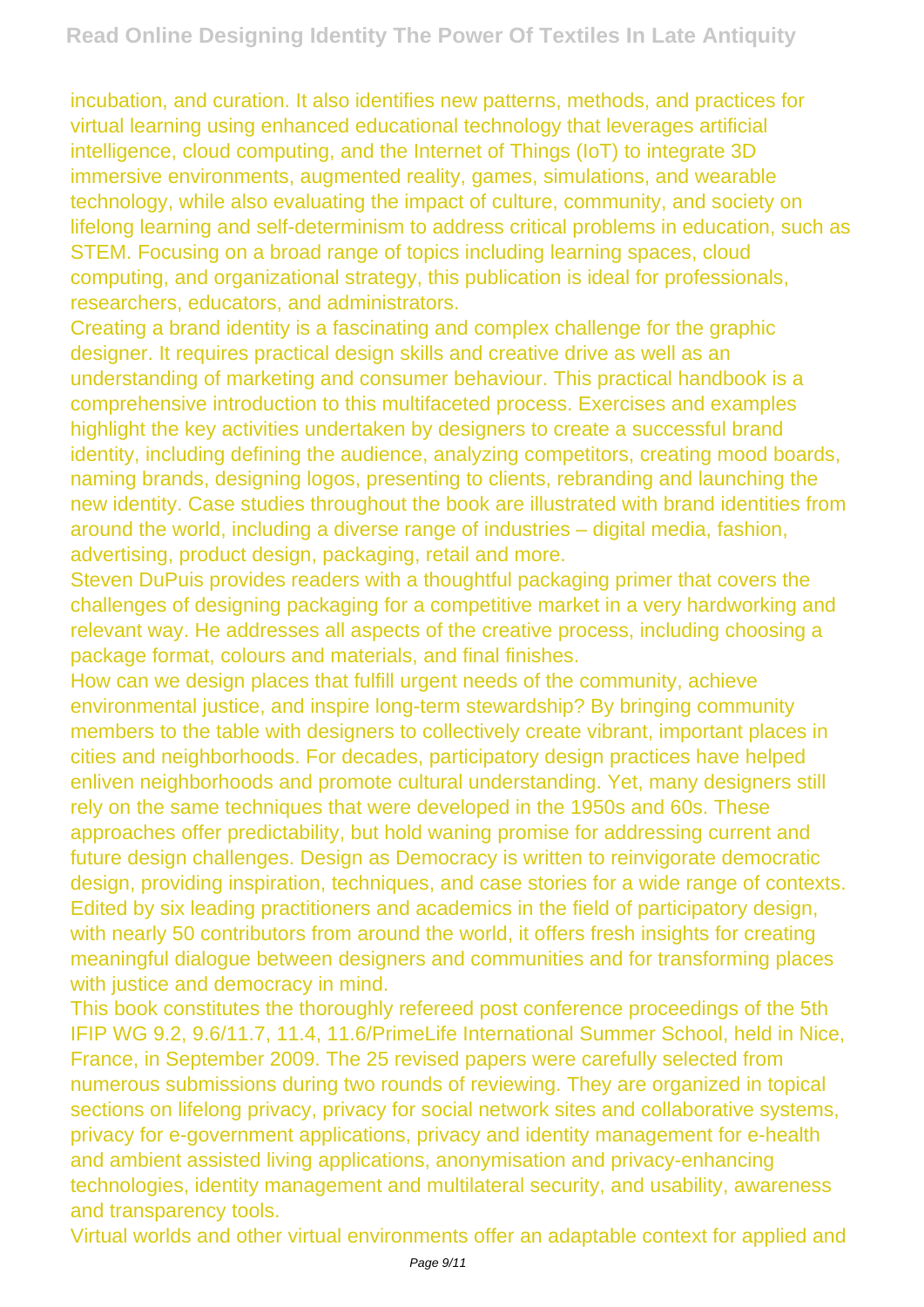incubation, and curation. It also identifies new patterns, methods, and practices for virtual learning using enhanced educational technology that leverages artificial intelligence, cloud computing, and the Internet of Things (IoT) to integrate 3D immersive environments, augmented reality, games, simulations, and wearable technology, while also evaluating the impact of culture, community, and society on lifelong learning and self-determinism to address critical problems in education, such as STEM. Focusing on a broad range of topics including learning spaces, cloud computing, and organizational strategy, this publication is ideal for professionals, researchers, educators, and administrators.

Creating a brand identity is a fascinating and complex challenge for the graphic designer. It requires practical design skills and creative drive as well as an understanding of marketing and consumer behaviour. This practical handbook is a comprehensive introduction to this multifaceted process. Exercises and examples highlight the key activities undertaken by designers to create a successful brand identity, including defining the audience, analyzing competitors, creating mood boards, naming brands, designing logos, presenting to clients, rebranding and launching the new identity. Case studies throughout the book are illustrated with brand identities from around the world, including a diverse range of industries – digital media, fashion, advertising, product design, packaging, retail and more.

Steven DuPuis provides readers with a thoughtful packaging primer that covers the challenges of designing packaging for a competitive market in a very hardworking and relevant way. He addresses all aspects of the creative process, including choosing a package format, colours and materials, and final finishes.

How can we design places that fulfill urgent needs of the community, achieve environmental justice, and inspire long-term stewardship? By bringing community members to the table with designers to collectively create vibrant, important places in cities and neighborhoods. For decades, participatory design practices have helped enliven neighborhoods and promote cultural understanding. Yet, many designers still rely on the same techniques that were developed in the 1950s and 60s. These approaches offer predictability, but hold waning promise for addressing current and future design challenges. Design as Democracy is written to reinvigorate democratic design, providing inspiration, techniques, and case stories for a wide range of contexts. Edited by six leading practitioners and academics in the field of participatory design, with nearly 50 contributors from around the world, it offers fresh insights for creating meaningful dialogue between designers and communities and for transforming places with justice and democracy in mind.

This book constitutes the thoroughly refereed post conference proceedings of the 5th IFIP WG 9.2, 9.6/11.7, 11.4, 11.6/PrimeLife International Summer School, held in Nice, France, in September 2009. The 25 revised papers were carefully selected from numerous submissions during two rounds of reviewing. They are organized in topical sections on lifelong privacy, privacy for social network sites and collaborative systems, privacy for e-government applications, privacy and identity management for e-health and ambient assisted living applications, anonymisation and privacy-enhancing technologies, identity management and multilateral security, and usability, awareness and transparency tools.

Virtual worlds and other virtual environments offer an adaptable context for applied and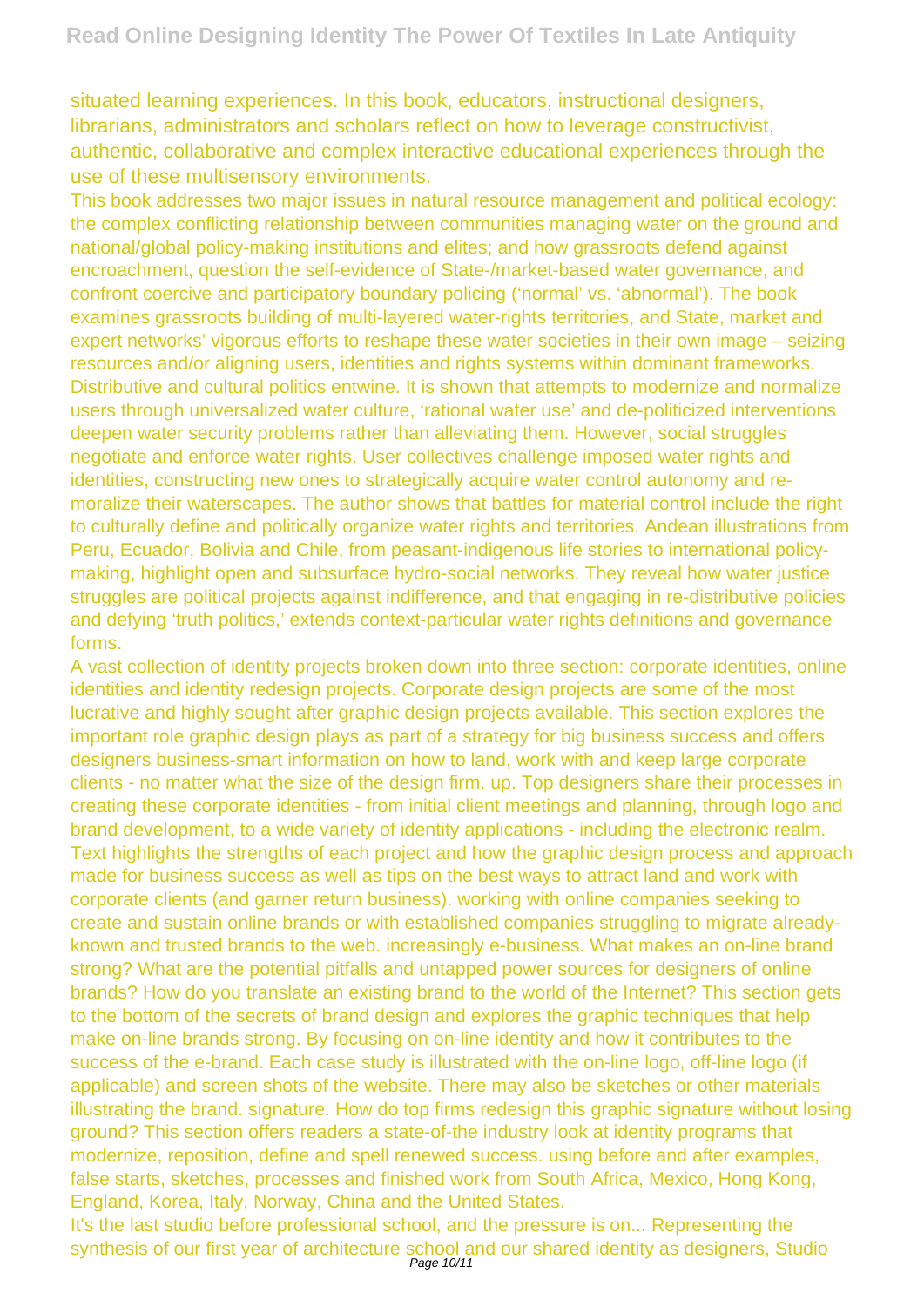situated learning experiences. In this book, educators, instructional designers, librarians, administrators and scholars reflect on how to leverage constructivist, authentic, collaborative and complex interactive educational experiences through the use of these multisensory environments.

This book addresses two major issues in natural resource management and political ecology: the complex conflicting relationship between communities managing water on the ground and national/global policy-making institutions and elites; and how grassroots defend against encroachment, question the self-evidence of State-/market-based water governance, and confront coercive and participatory boundary policing ('normal' vs. 'abnormal'). The book examines grassroots building of multi-layered water-rights territories, and State, market and expert networks' vigorous efforts to reshape these water societies in their own image – seizing resources and/or aligning users, identities and rights systems within dominant frameworks. Distributive and cultural politics entwine. It is shown that attempts to modernize and normalize users through universalized water culture, 'rational water use' and de-politicized interventions deepen water security problems rather than alleviating them. However, social struggles negotiate and enforce water rights. User collectives challenge imposed water rights and identities, constructing new ones to strategically acquire water control autonomy and re-moralize their waterscapes. The author shows that battles for material control include the right to culturally define and politically organize water rights and territories. Andean illustrations from Peru, Ecuador, Bolivia and Chile, from peasant-indigenous life stories to international policy-making, highlight open and subsurface hydro-social networks. They reveal how water justice struggles are political projects against indifference, and that engaging in re-distributive policies and defying 'truth politics,' extends context-particular water rights definitions and governance forms.

A vast collection of identity projects broken down into three section: corporate identities, online identities and identity redesign projects. Corporate design projects are some of the most lucrative and highly sought after graphic design projects available. This section explores the important role graphic design plays as part of a strategy for big business success and offers designers business-smart information on how to land, work with and keep large corporate clients - no matter what the size of the design firm. up. Top designers share their processes in creating these corporate identities - from initial client meetings and planning, through logo and brand development, to a wide variety of identity applications - including the electronic realm. Text highlights the strengths of each project and how the graphic design process and approach made for business success as well as tips on the best ways to attract land and work with corporate clients (and garner return business). working with online companies seeking to create and sustain online brands or with established companies struggling to migrate already-known and trusted brands to the web. increasingly e-business. What makes an on-line brand strong? What are the potential pitfalls and untapped power sources for designers of online brands? How do you translate an existing brand to the world of the Internet? This section gets to the bottom of the secrets of brand design and explores the graphic techniques that help make on-line brands strong. By focusing on on-line identity and how it contributes to the success of the e-brand. Each case study is illustrated with the on-line logo, off-line logo (if applicable) and screen shots of the website. There may also be sketches or other materials illustrating the brand. signature. How do top firms redesign this graphic signature without losing ground? This section offers readers a state-of-the industry look at identity programs that modernize, reposition, define and spell renewed success. using before and after examples, false starts, sketches, processes and finished work from South Africa, Mexico, Hong Kong, England, Korea, Italy, Norway, China and the United States.

It's the last studio before professional school, and the pressure is on... Representing the synthesis of our first year of architecture school and our shared identity as designers, Studio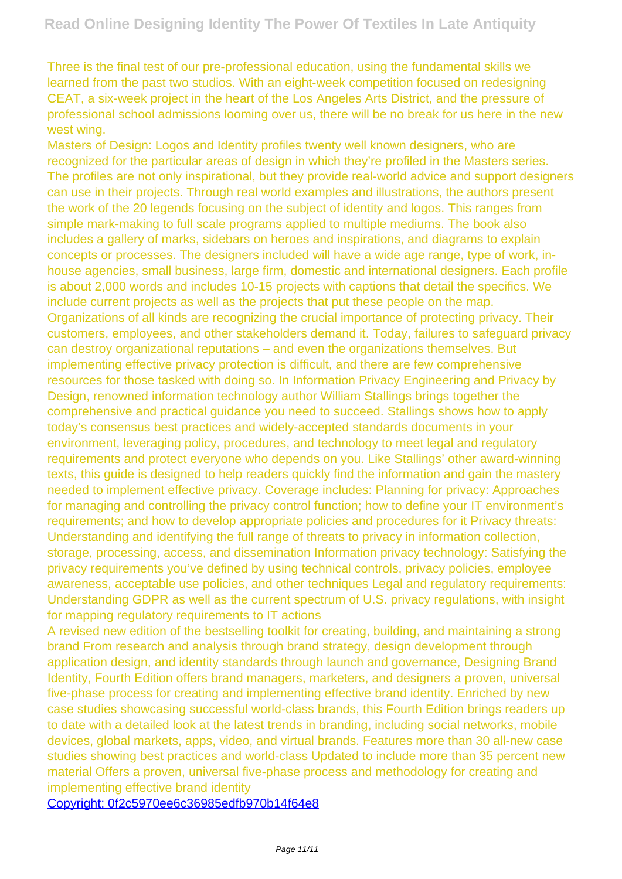Three is the final test of our pre-professional education, using the fundamental skills we learned from the past two studios. With an eight-week competition focused on redesigning CEAT, a six-week project in the heart of the Los Angeles Arts District, and the pressure of professional school admissions looming over us, there will be no break for us here in the new west wing.

Masters of Design: Logos and Identity profiles twenty well known designers, who are recognized for the particular areas of design in which they're profiled in the Masters series. The profiles are not only inspirational, but they provide real-world advice and support designers can use in their projects. Through real world examples and illustrations, the authors present the work of the 20 legends focusing on the subject of identity and logos. This ranges from simple mark-making to full scale programs applied to multiple mediums. The book also includes a gallery of marks, sidebars on heroes and inspirations, and diagrams to explain concepts or processes. The designers included will have a wide age range, type of work, in-house agencies, small business, large firm, domestic and international designers. Each profile is about 2,000 words and includes 10-15 projects with captions that detail the specifics. We include current projects as well as the projects that put these people on the map.

Organizations of all kinds are recognizing the crucial importance of protecting privacy. Their customers, employees, and other stakeholders demand it. Today, failures to safeguard privacy can destroy organizational reputations – and even the organizations themselves. But implementing effective privacy protection is difficult, and there are few comprehensive resources for those tasked with doing so. In Information Privacy Engineering and Privacy by Design, renowned information technology author William Stallings brings together the comprehensive and practical guidance you need to succeed. Stallings shows how to apply today's consensus best practices and widely-accepted standards documents in your environment, leveraging policy, procedures, and technology to meet legal and regulatory requirements and protect everyone who depends on you. Like Stallings' other award-winning texts, this guide is designed to help readers quickly find the information and gain the mastery needed to implement effective privacy. Coverage includes: Planning for privacy: Approaches for managing and controlling the privacy control function; how to define your IT environment's requirements; and how to develop appropriate policies and procedures for it Privacy threats: Understanding and identifying the full range of threats to privacy in information collection, storage, processing, access, and dissemination Information privacy technology: Satisfying the privacy requirements you've defined by using technical controls, privacy policies, employee awareness, acceptable use policies, and other techniques Legal and regulatory requirements: Understanding GDPR as well as the current spectrum of U.S. privacy regulations, with insight for mapping regulatory requirements to IT actions

A revised new edition of the bestselling toolkit for creating, building, and maintaining a strong brand From research and analysis through brand strategy, design development through application design, and identity standards through launch and governance, Designing Brand Identity, Fourth Edition offers brand managers, marketers, and designers a proven, universal five-phase process for creating and implementing effective brand identity. Enriched by new case studies showcasing successful world-class brands, this Fourth Edition brings readers up to date with a detailed look at the latest trends in branding, including social networks, mobile devices, global markets, apps, video, and virtual brands. Features more than 30 all-new case studies showing best practices and world-class Updated to include more than 35 percent new material Offers a proven, universal five-phase process and methodology for creating and implementing effective brand identity

Copyright: 0f2c5970ee6c36985edfb970b14f64e8